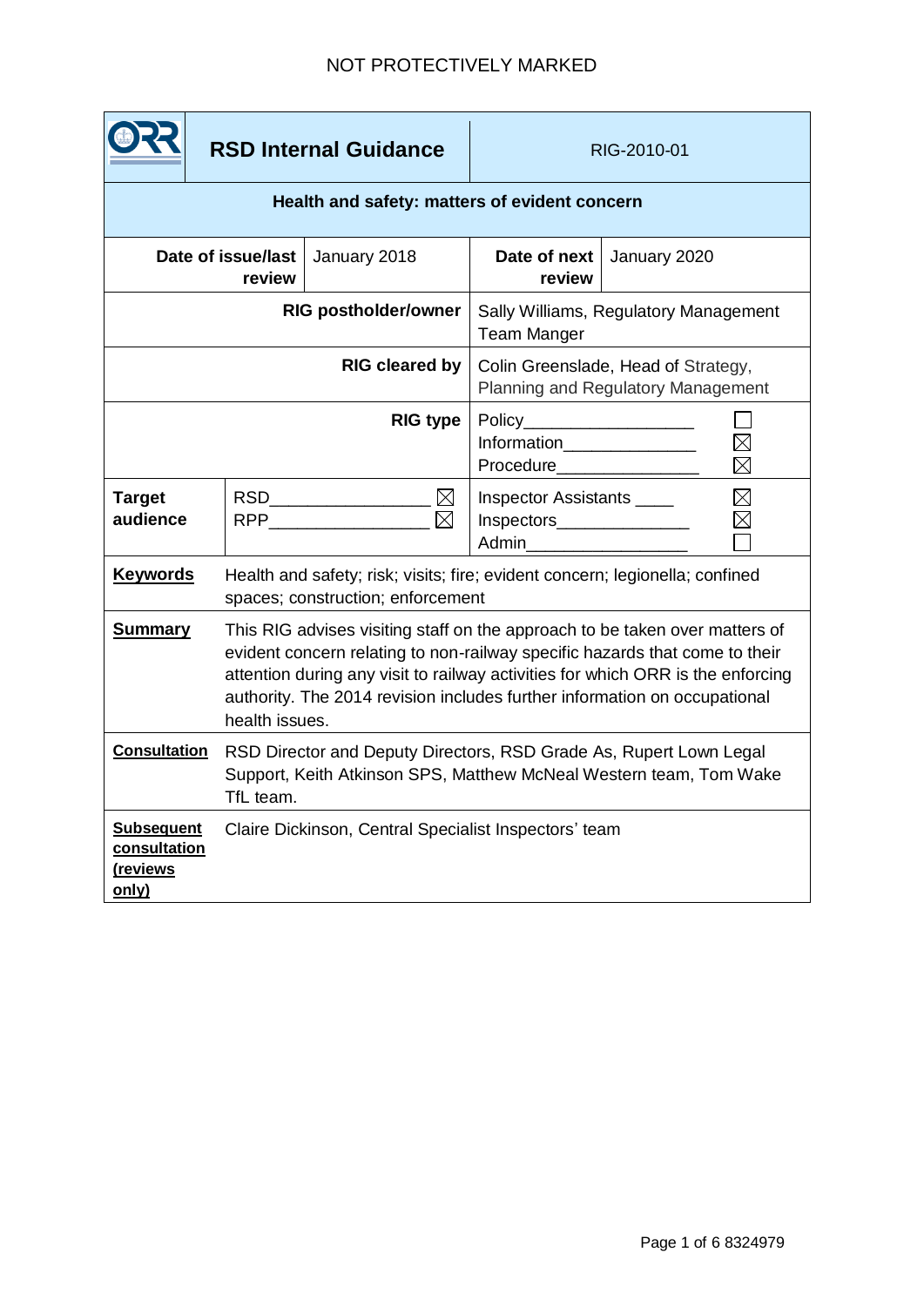NOT PROTECTIVELY MARKED

| **RSD Internal Guidance** | | RIG-2010-01 | |
|---|---|---|---|
| **Health and safety: matters of evident concern** | | | |
| **Date of issue/last review** | January 2018 | **Date of next review** | January 2020 |
| **RIG postholder/owner** | | Sally Williams, Regulatory Management Team Manger | |
| **RIG cleared by** | | Colin Greenslade, Head of Strategy, Planning and Regulatory Management | |
| **RIG type** | | Policy ☐<br>Information ☒<br>Procedure ☒ | |
| **Target audience** | RSD ☒<br>RPP ☒ | Inspector Assistants ☒<br>Inspectors ☒<br>Admin ☐ | |
| **Keywords** | Health and safety; risk; visits; fire; evident concern; legionella; confined spaces; construction; enforcement | | |
| **Summary** | This RIG advises visiting staff on the approach to be taken over matters of evident concern relating to non-railway specific hazards that come to their attention during any visit to railway activities for which ORR is the enforcing authority. The 2014 revision includes further information on occupational health issues. | | |
| **Consultation** | RSD Director and Deputy Directors, RSD Grade As, Rupert Lown Legal Support, Keith Atkinson SPS, Matthew McNeal Western team, Tom Wake TfL team. | | |
| **Subsequent consultation (reviews only)** | Claire Dickinson, Central Specialist Inspectors' team | | |

8324979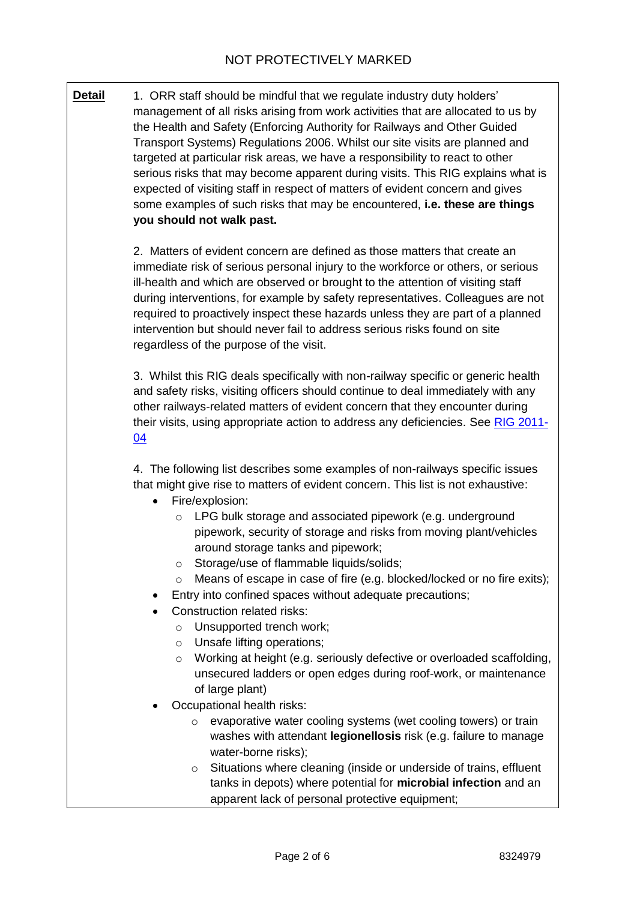NOT PROTECTIVELY MARKED

**Detail**

1. ORR staff should be mindful that we regulate industry duty holders' management of all risks arising from work activities that are allocated to us by the Health and Safety (Enforcing Authority for Railways and Other Guided Transport Systems) Regulations 2006. Whilst our site visits are planned and targeted at particular risk areas, we have a responsibility to react to other serious risks that may become apparent during visits. This RIG explains what is expected of visiting staff in respect of matters of evident concern and gives some examples of such risks that may be encountered, **i.e. these are things you should not walk past.**

2. Matters of evident concern are defined as those matters that create an immediate risk of serious personal injury to the workforce or others, or serious ill-health and which are observed or brought to the attention of visiting staff during interventions, for example by safety representatives. Colleagues are not required to proactively inspect these hazards unless they are part of a planned intervention but should never fail to address serious risks found on site regardless of the purpose of the visit.

3. Whilst this RIG deals specifically with non-railway specific or generic health and safety risks, visiting officers should continue to deal immediately with any other railways-related matters of evident concern that they encounter during their visits, using appropriate action to address any deficiencies. See RIG 2011-04

4. The following list describes some examples of non-railways specific issues that might give rise to matters of evident concern. This list is not exhaustive:

- Fire/explosion:
  - LPG bulk storage and associated pipework (e.g. underground pipework, security of storage and risks from moving plant/vehicles around storage tanks and pipework;
  - Storage/use of flammable liquids/solids;
  - Means of escape in case of fire (e.g. blocked/locked or no fire exits);
- Entry into confined spaces without adequate precautions;
- Construction related risks:
  - Unsupported trench work;
  - Unsafe lifting operations;
  - Working at height (e.g. seriously defective or overloaded scaffolding, unsecured ladders or open edges during roof-work, or maintenance of large plant)
- Occupational health risks:
  - evaporative water cooling systems (wet cooling towers) or train washes with attendant **legionellosis** risk (e.g. failure to manage water-borne risks);
  - Situations where cleaning (inside or underside of trains, effluent tanks in depots) where potential for **microbial infection** and an apparent lack of personal protective equipment;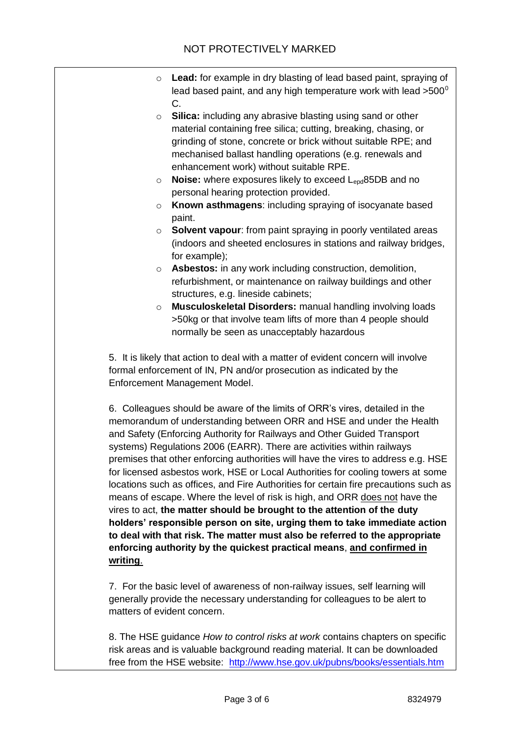- **Lead:** for example in dry blasting of lead based paint, spraying of lead based paint, and any high temperature work with lead >500$^0$ C.
- **Silica:** including any abrasive blasting using sand or other material containing free silica; cutting, breaking, chasing, or grinding of stone, concrete or brick without suitable RPE; and mechanised ballast handling operations (e.g. renewals and enhancement work) without suitable RPE.
- **Noise:** where exposures likely to exceed $L_{epd}$85DB and no personal hearing protection provided.
- **Known asthmagens**: including spraying of isocyanate based paint.
- **Solvent vapour**: from paint spraying in poorly ventilated areas (indoors and sheeted enclosures in stations and railway bridges, for example);
- **Asbestos:** in any work including construction, demolition, refurbishment, or maintenance on railway buildings and other structures, e.g. lineside cabinets;
- **Musculoskeletal Disorders:** manual handling involving loads >50kg or that involve team lifts of more than 4 people should normally be seen as unacceptably hazardous

5. It is likely that action to deal with a matter of evident concern will involve formal enforcement of IN, PN and/or prosecution as indicated by the Enforcement Management Model.

6. Colleagues should be aware of the limits of ORR's vires, detailed in the memorandum of understanding between ORR and HSE and under the Health and Safety (Enforcing Authority for Railways and Other Guided Transport systems) Regulations 2006 (EARR). There are activities within railways premises that other enforcing authorities will have the vires to address e.g. HSE for licensed asbestos work, HSE or Local Authorities for cooling towers at some locations such as offices, and Fire Authorities for certain fire precautions such as means of escape. Where the level of risk is high, and ORR does not have the vires to act, **the matter should be brought to the attention of the duty holders' responsible person on site, urging them to take immediate action to deal with that risk. The matter must also be referred to the appropriate enforcing authority by the quickest practical means**, **and confirmed in writing**.

7. For the basic level of awareness of non-railway issues, self learning will generally provide the necessary understanding for colleagues to be alert to matters of evident concern.

8. The HSE guidance *How to control risks at work* contains chapters on specific risk areas and is valuable background reading material. It can be downloaded free from the HSE website: http://www.hse.gov.uk/pubns/books/essentials.htm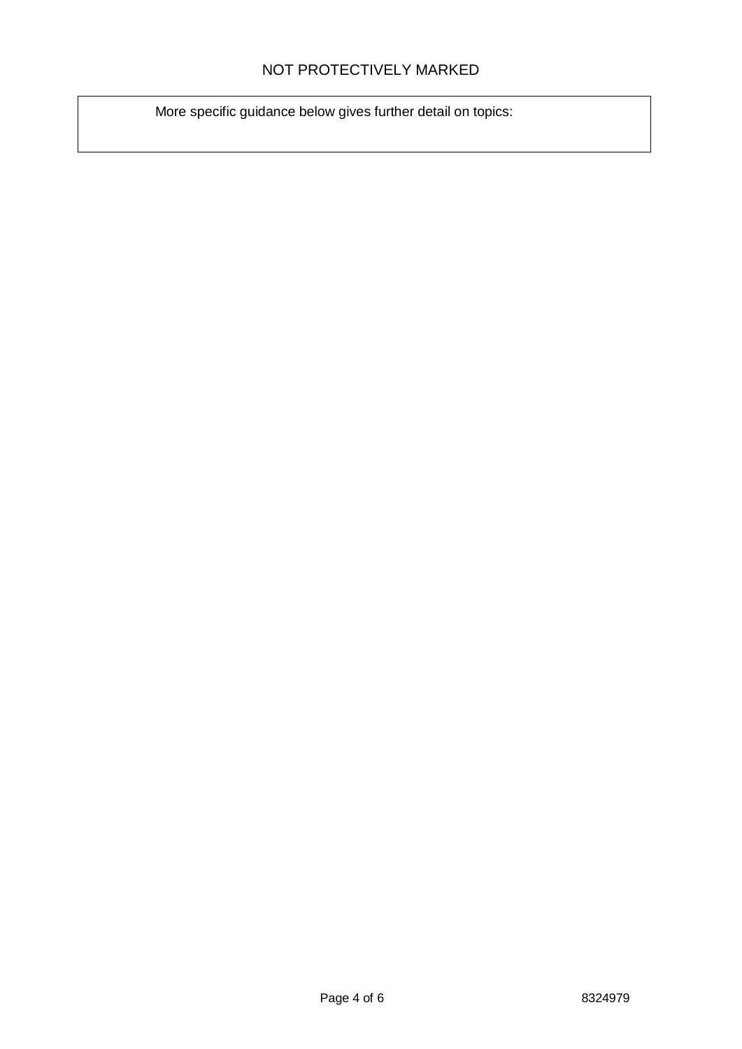More specific guidance below gives further detail on topics: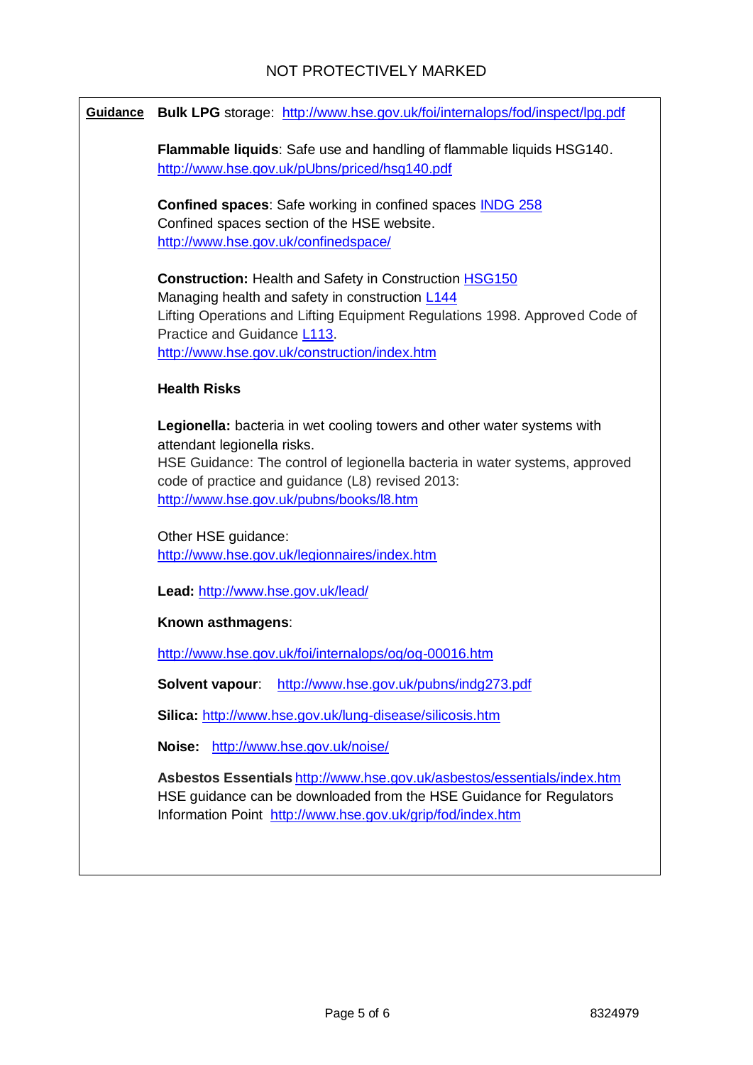**Guidance**

**Bulk LPG** storage: http://www.hse.gov.uk/foi/internalops/fod/inspect/lpg.pdf

**Flammable liquids**: Safe use and handling of flammable liquids HSG140. http://www.hse.gov.uk/pUbns/priced/hsg140.pdf

**Confined spaces**: Safe working in confined spaces INDG 258
Confined spaces section of the HSE website.
http://www.hse.gov.uk/confinedspace/

**Construction:** Health and Safety in Construction HSG150
Managing health and safety in construction L144
Lifting Operations and Lifting Equipment Regulations 1998. Approved Code of Practice and Guidance L113.
http://www.hse.gov.uk/construction/index.htm

**Health Risks**

**Legionella:** bacteria in wet cooling towers and other water systems with attendant legionella risks.
HSE Guidance: The control of legionella bacteria in water systems, approved code of practice and guidance (L8) revised 2013:
http://www.hse.gov.uk/pubns/books/l8.htm

Other HSE guidance:
http://www.hse.gov.uk/legionnaires/index.htm

**Lead:** http://www.hse.gov.uk/lead/

**Known asthmagens**:

http://www.hse.gov.uk/foi/internalops/og/og-00016.htm

**Solvent vapour**: http://www.hse.gov.uk/pubns/indg273.pdf

**Silica:** http://www.hse.gov.uk/lung-disease/silicosis.htm

**Noise:** http://www.hse.gov.uk/noise/

**Asbestos Essentials** http://www.hse.gov.uk/asbestos/essentials/index.htm
HSE guidance can be downloaded from the HSE Guidance for Regulators Information Point http://www.hse.gov.uk/grip/fod/index.htm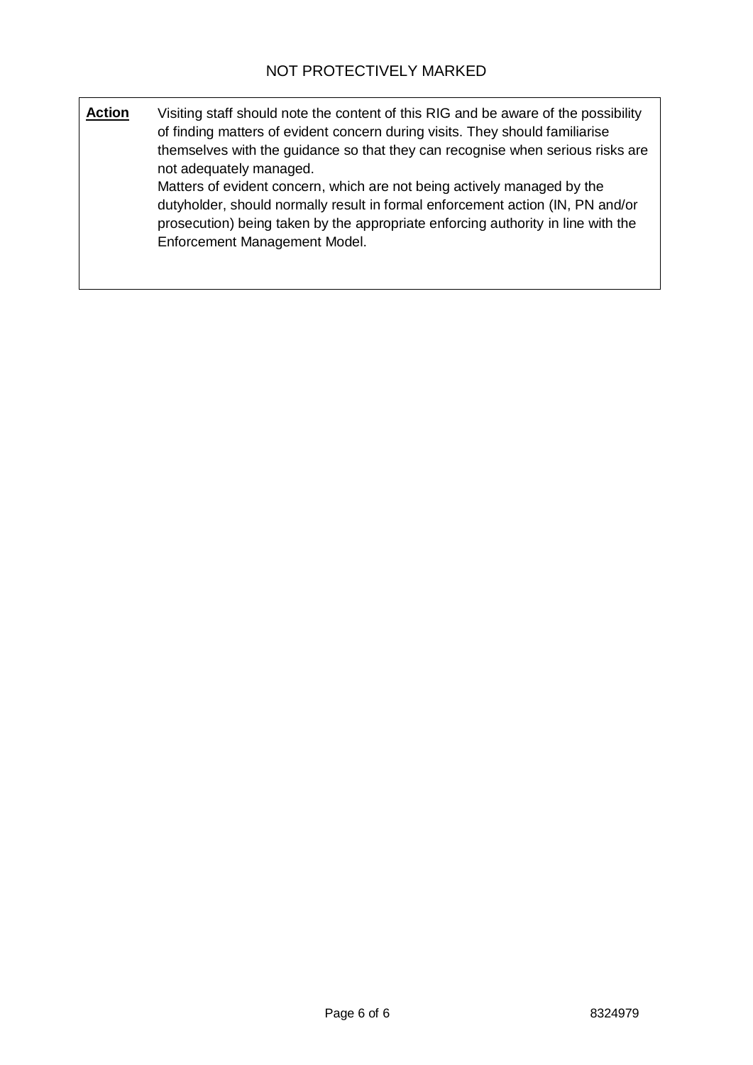| | |
|---|---|
| **Action** | Visiting staff should note the content of this RIG and be aware of the possibility of finding matters of evident concern during visits. They should familiarise themselves with the guidance so that they can recognise when serious risks are not adequately managed.<br>Matters of evident concern, which are not being actively managed by the dutyholder, should normally result in formal enforcement action (IN, PN and/or prosecution) being taken by the appropriate enforcing authority in line with the Enforcement Management Model. |